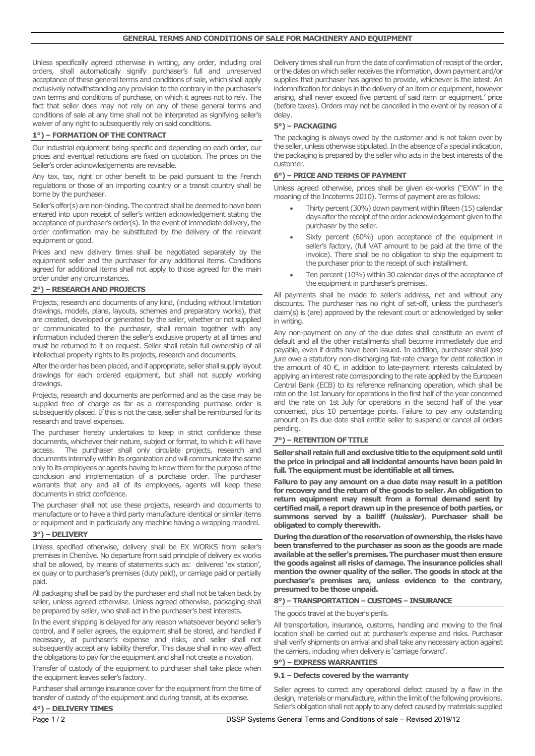# GENERAL TERMS AND CONDITIONS OF SALE FOR MACHINERY AND EQUIPMENT

Unless specifically agreed otherwise in writing, any order, including oral orders, shall automatically signify purchaser's full and unreserved acceptance of these general terms and conditions of sale, which shall apply exclusively notwithstanding any provision to the contrary in the purchaser's own terms and conditions of purchase, on which it agrees not to rely. The fact that seller does may not rely on any of these general terms and conditions of sale at any time shall not be interpreted as signifying seller's waiver of any right to subsequently rely on said conditions.

## 1°) – FORMATION OF THE CONTRACT

Our industrial equipment being specific and depending on each order, our prices and eventual reductions are fixed on quotation. The prices on the Seller's order acknowledgements are revisable.

Any tax, tax, right or other benefit to be paid pursuant to the French regulations or those of an importing country or a transit country shall be borne by the purchaser.

Seller's offer(s) are non-binding. The contract shall be deemed to have been entered into upon receipt of seller's written acknowledgement stating the acceptance of purchaser's order(s). In the event of immediate delivery, the order confirmation may be substituted by the delivery of the relevant equipment or good.

Prices and new delivery times shall be negotiated separately by the equipment seller and the purchaser for any additional items. Conditions agreed for additional items shall not apply to those agreed for the main order under any circumstances.

## 2°) – RESEARCH AND PROJECTS

Projects, research and documents of any kind, (including without limitation drawings, models, plans, layouts, schemes and preparatory works), that are created, developed or generated by the seller, whether or not supplied or communicated to the purchaser, shall remain together with any information included therein the seller's exclusive property at all times and must be returned to it on request. Seller shall retain full ownership of all intellectual property rights to its projects, research and documents.

After the order has been placed, and if appropriate, seller shall supply layout drawings for each ordered equipment, but shall not supply working drawings.

Projects, research and documents are performed and as the case may be supplied free of charge as far as a corresponding purchase order is subsequently placed. If this is not the case, seller shall be reimbursed for its research and travel expenses.

The purchaser hereby undertakes to keep in strict confidence these documents, whichever their nature, subject or format, to which it will have access. The purchaser shall only circulate projects, research and documents internally within its organization and will communicate the same only to its employees or agents having to know them for the purpose of the conclusion and implementation of a purchase order. The purchaser warrants that any and all of its employees, agents will keep these documents in strict confidence.

The purchaser shall not use these projects, research and documents to manufacture or to have a third party manufacture identical or similar items or equipment and in particularly any machine having a wrapping mandrel.

## 3°) – DELIVERY

Unless specified otherwise, delivery shall be EX WORKS from seller's premises in Chenôve. No departure from said principle of delivery ex works shall be allowed, by means of statements such as: delivered 'ex station', ex quay or to purchaser's premises (duty paid), or carriage paid or partially paid.

All packaging shall be paid by the purchaser and shall not be taken back by seller, unless agreed otherwise. Unless agreed otherwise, packaging shall be prepared by seller, who shall act in the purchaser's best interests.

In the event shipping is delayed for any reason whatsoever beyond seller's control, and if seller agrees, the equipment shall be stored, and handled if necessary, at purchaser's expense and risks, and seller shall not subsequently accept any liability therefor. This clause shall in no way affect the obligations to pay for the equipment and shall not create a novation.

Transfer of custody of the equipment to purchaser shall take place when the equipment leaves seller's factory.

Purchaser shall arrange insurance cover for the equipment from the time of transfer of custody of the equipment and during transit, at its expense.

## 4°) – DELIVERY TIMES

Delivery times shall run from the date of confirmation of receipt of the order, or the dates on which seller receives the information, down payment and/or supplies that purchaser has agreed to provide, whichever is the latest. An indemnification for delays in the delivery of an item or equipment, however arising, shall never exceed five percent of said item or equipment.' price (before taxes). Orders may not be cancelled in the event or by reason of a delay.

## 5°) – PACKAGING

The packaging is always owed by the customer and is not taken over by the seller, unless otherwise stipulated. In the absence of a special indication, the packaging is prepared by the seller who acts in the best interests of the customer.

## 6°) – PRICE AND TERMS OF PAYMENT

Unless agreed otherwise, prices shall be given ex-works ("EXW" in the meaning of the Incoterms 2010). Terms of payment are as follows:

- Thirty percent (30%) down payment within fifteen (15) calendar days after the receipt of the order acknowledgement given to the purchaser by the seller.
- Sixty percent (60%) upon acceptance of the equipment in seller's factory, (full VAT amount to be paid at the time of the invoice). There shall be no obligation to ship the equipment to the purchaser prior to the receipt of such installment.
- Ten percent (10%) within 30 calendar days of the acceptance of the equipment in purchaser's premises.

All payments shall be made to seller's address, net and without any discounts. The purchaser has no right of set-off, unless the purchaser's claim(s) is (are) approved by the relevant court or acknowledged by seller in writing.

Any non-payment on any of the due dates shall constitute an event of default and all the other installments shall become immediately due and payable, even if drafts have been issued. In addition, purchaser shall *ipso jure* owe a statutory non-discharging flat-rate charge for debt collection in the amount of 40 €, in addition to late-payment interests calculated by applying an interest rate corresponding to the rate applied by the European Central Bank (ECB) to its reference refinancing operation, which shall be rate on the 1st January for operations in the first half of the year concerned and the rate on 1st July for operations in the second half of the year concerned, plus 10 percentage points. Failure to pay any outstanding amount on its due date shall entitle seller to suspend or cancel all orders pending.

## 7°) – RETENTION OF TITLE

**Seller shall retain full and exclusive title to the equipment sold until the price in principal and all incidental amounts have been paid in full. The equipment must be identifiable at all times.**

**Failure to pay any amount on a due date may result in a petition for recovery and the return of the goods to seller. An obligation to return equipment may result from a formal demand sent by certified mail, a report drawn up in the presence of both parties, or summons served by a bailiff (*huissier*). Purchaser shall be obligated to comply therewith.**

**During the duration of the reservation of ownership, the risks have been transferred to the purchaser as soon as the goods are made available at the seller's premises. The purchaser must then ensure the goods against all risks of damage. The insurance policies shall mention the owner quality of the seller. The goods in stock at the purchaser's premises are, unless evidence to the contrary, presumed to be those unpaid.**

## 8°) – TRANSPORTATION – CUSTOMS – INSURANCE

The goods travel at the buyer's perils.

All transportation, insurance, customs, handling and moving to the final location shall be carried out at purchaser's expense and risks. Purchaser shall verify shipments on arrival and shall take any necessary action against the carriers, including when delivery is 'carriage forward'.

## 9°) – EXPRESS WARRANTIES

### 9.1 – Defects covered by the warranty

Seller agrees to correct any operational defect caused by a flaw in the design, materials or manufacture, within the limit of the following provisions. Seller's obligation shall not apply to any defect caused by materials supplied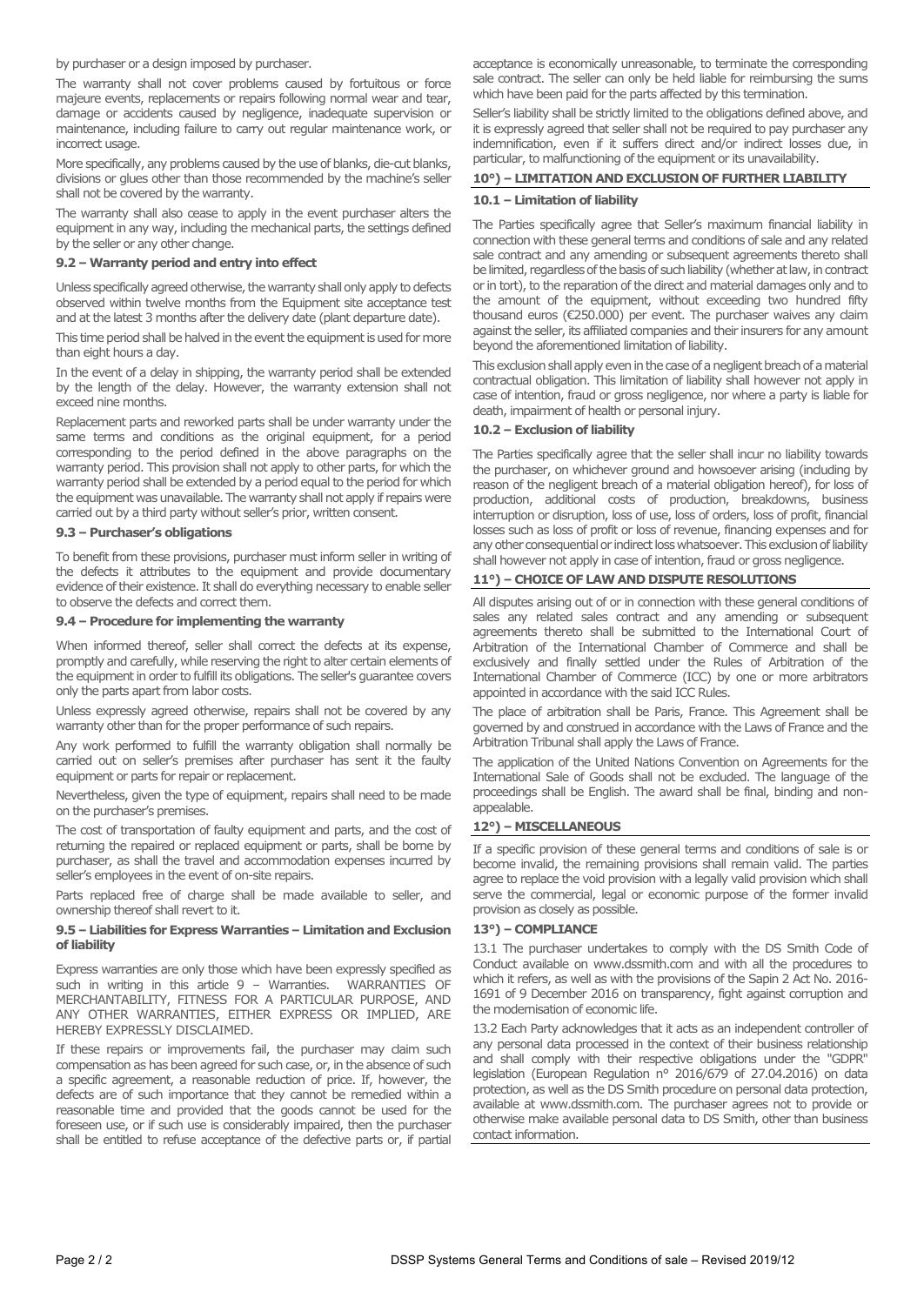by purchaser or a design imposed by purchaser.

The warranty shall not cover problems caused by fortuitous or force majeure events, replacements or repairs following normal wear and tear, damage or accidents caused by negligence, inadequate supervision or maintenance, including failure to carry out regular maintenance work, or incorrect usage.

More specifically, any problems caused by the use of blanks, die-cut blanks, divisions or glues other than those recommended by the machine's seller shall not be covered by the warranty.

The warranty shall also cease to apply in the event purchaser alters the equipment in any way, including the mechanical parts, the settings defined by the seller or any other change.

### 9.2 – Warranty period and entry into effect

Unless specifically agreed otherwise, the warranty shall only apply to defects observed within twelve months from the Equipment site acceptance test and at the latest 3 months after the delivery date (plant departure date).

This time period shall be halved in the event the equipment is used for more than eight hours a day.

In the event of a delay in shipping, the warranty period shall be extended by the length of the delay. However, the warranty extension shall not exceed nine months.

Replacement parts and reworked parts shall be under warranty under the same terms and conditions as the original equipment, for a period corresponding to the period defined in the above paragraphs on the warranty period. This provision shall not apply to other parts, for which the warranty period shall be extended by a period equal to the period for which the equipment was unavailable. The warranty shall not apply if repairs were carried out by a third party without seller's prior, written consent.

### 9.3 – Purchaser's obligations

To benefit from these provisions, purchaser must inform seller in writing of the defects it attributes to the equipment and provide documentary evidence of their existence. It shall do everything necessary to enable seller to observe the defects and correct them.

### 9.4 – Procedure for implementing the warranty

When informed thereof, seller shall correct the defects at its expense, promptly and carefully, while reserving the right to alter certain elements of the equipment in order to fulfill its obligations. The seller's guarantee covers only the parts apart from labor costs.

Unless expressly agreed otherwise, repairs shall not be covered by any warranty other than for the proper performance of such repairs.

Any work performed to fulfill the warranty obligation shall normally be carried out on seller's premises after purchaser has sent it the faulty equipment or parts for repair or replacement.

Nevertheless, given the type of equipment, repairs shall need to be made on the purchaser's premises.

The cost of transportation of faulty equipment and parts, and the cost of returning the repaired or replaced equipment or parts, shall be borne by purchaser, as shall the travel and accommodation expenses incurred by seller's employees in the event of on-site repairs.

Parts replaced free of charge shall be made available to seller, and ownership thereof shall revert to it.

### 9.5 – Liabilities for Express Warranties – Limitation and Exclusion of liability

Express warranties are only those which have been expressly specified as such in writing in this article 9 – Warranties. WARRANTIES OF MERCHANTABILITY, FITNESS FOR A PARTICULAR PURPOSE, AND ANY OTHER WARRANTIES, EITHER EXPRESS OR IMPLIED, ARE HEREBY EXPRESSLY DISCLAIMED.

If these repairs or improvements fail, the purchaser may claim such compensation as has been agreed for such case, or, in the absence of such a specific agreement, a reasonable reduction of price. If, however, the defects are of such importance that they cannot be remedied within a reasonable time and provided that the goods cannot be used for the foreseen use, or if such use is considerably impaired, then the purchaser shall be entitled to refuse acceptance of the defective parts or, if partial acceptance is economically unreasonable, to terminate the corresponding sale contract. The seller can only be held liable for reimbursing the sums which have been paid for the parts affected by this termination.

Seller's liability shall be strictly limited to the obligations defined above, and it is expressly agreed that seller shall not be required to pay purchaser any indemnification, even if it suffers direct and/or indirect losses due, in particular, to malfunctioning of the equipment or its unavailability.

## 10°) – LIMITATION AND EXCLUSION OF FURTHER LIABILITY

### 10.1 – Limitation of liability

The Parties specifically agree that Seller's maximum financial liability in connection with these general terms and conditions of sale and any related sale contract and any amending or subsequent agreements thereto shall be limited, regardless of the basis of such liability (whether at law, in contract or in tort), to the reparation of the direct and material damages only and to the amount of the equipment, without exceeding two hundred fifty thousand euros (€250.000) per event. The purchaser waives any claim against the seller, its affiliated companies and their insurers for any amount beyond the aforementioned limitation of liability.

This exclusion shall apply even in the case of a negligent breach of a material contractual obligation. This limitation of liability shall however not apply in case of intention, fraud or gross negligence, nor where a party is liable for death, impairment of health or personal injury.

### 10.2 – Exclusion of liability

The Parties specifically agree that the seller shall incur no liability towards the purchaser, on whichever ground and howsoever arising (including by reason of the negligent breach of a material obligation hereof), for loss of production, additional costs of production, breakdowns, business interruption or disruption, loss of use, loss of orders, loss of profit, financial losses such as loss of profit or loss of revenue, financing expenses and for any other consequential or indirect loss whatsoever. This exclusion of liability shall however not apply in case of intention, fraud or gross negligence.

## 11°) – CHOICE OF LAW AND DISPUTE RESOLUTIONS

All disputes arising out of or in connection with these general conditions of sales any related sales contract and any amending or subsequent agreements thereto shall be submitted to the International Court of Arbitration of the International Chamber of Commerce and shall be exclusively and finally settled under the Rules of Arbitration of the International Chamber of Commerce (ICC) by one or more arbitrators appointed in accordance with the said ICC Rules.

The place of arbitration shall be Paris, France. This Agreement shall be governed by and construed in accordance with the Laws of France and the Arbitration Tribunal shall apply the Laws of France.

The application of the United Nations Convention on Agreements for the International Sale of Goods shall not be excluded. The language of the proceedings shall be English. The award shall be final, binding and non-appealable.

## 12°) – MISCELLANEOUS

If a specific provision of these general terms and conditions of sale is or become invalid, the remaining provisions shall remain valid. The parties agree to replace the void provision with a legally valid provision which shall serve the commercial, legal or economic purpose of the former invalid provision as closely as possible.

## 13°) – COMPLIANCE

13.1 The purchaser undertakes to comply with the DS Smith Code of Conduct available on www.dssmith.com and with all the procedures to which it refers, as well as with the provisions of the Sapin 2 Act No. 2016-1691 of 9 December 2016 on transparency, fight against corruption and the modernisation of economic life.

13.2 Each Party acknowledges that it acts as an independent controller of any personal data processed in the context of their business relationship and shall comply with their respective obligations under the "GDPR" legislation (European Regulation n° 2016/679 of 27.04.2016) on data protection, as well as the DS Smith procedure on personal data protection, available at www.dssmith.com. The purchaser agrees not to provide or otherwise make available personal data to DS Smith, other than business contact information.